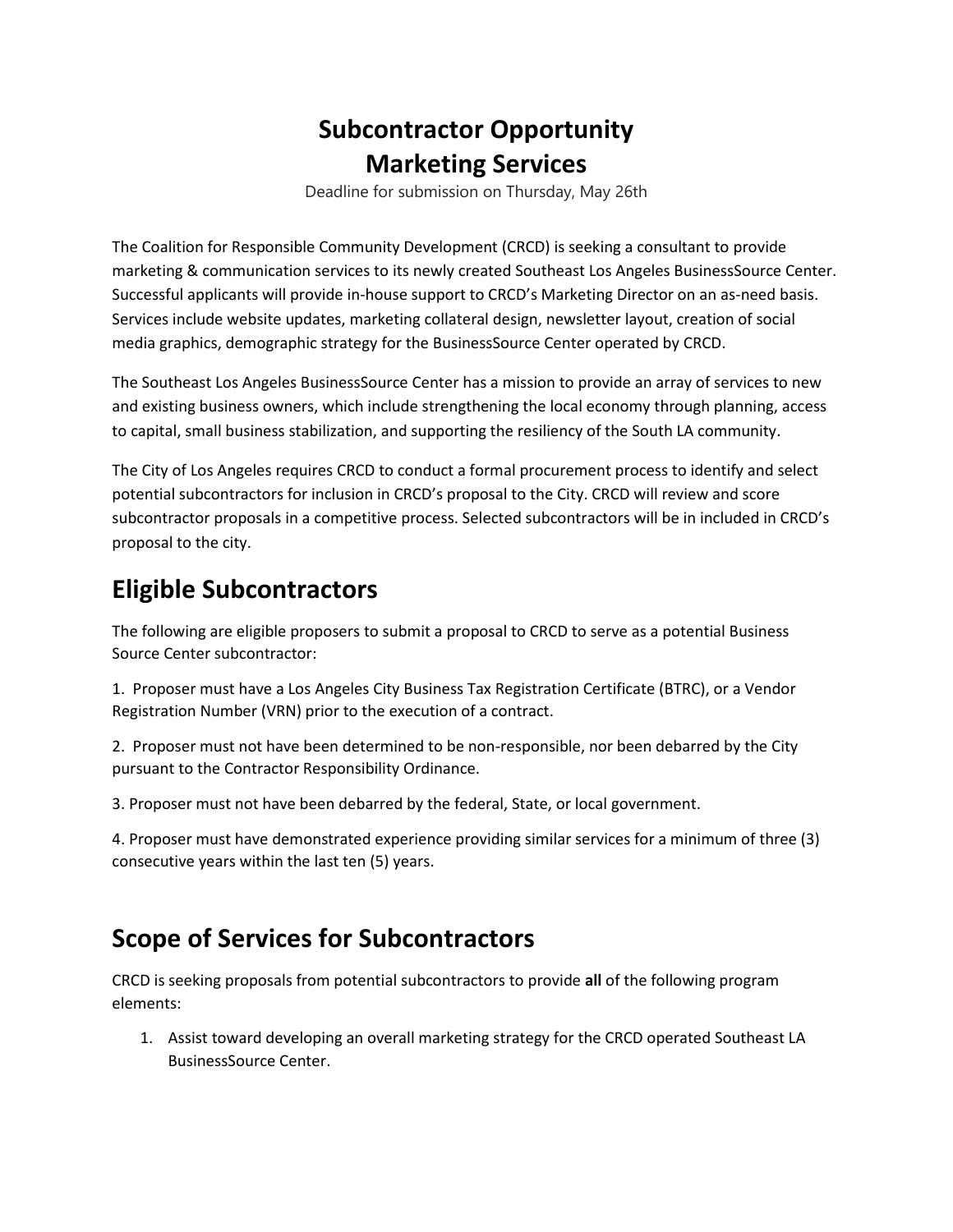# Subcontractor Opportunity
# Marketing Services

Deadline for submission on Thursday, May 26th

The Coalition for Responsible Community Development (CRCD) is seeking a consultant to provide marketing & communication services to its newly created Southeast Los Angeles BusinessSource Center. Successful applicants will provide in-house support to CRCD's Marketing Director on an as-need basis. Services include website updates, marketing collateral design, newsletter layout, creation of social media graphics, demographic strategy for the BusinessSource Center operated by CRCD.

The Southeast Los Angeles BusinessSource Center has a mission to provide an array of services to new and existing business owners, which include strengthening the local economy through planning, access to capital, small business stabilization, and supporting the resiliency of the South LA community.

The City of Los Angeles requires CRCD to conduct a formal procurement process to identify and select potential subcontractors for inclusion in CRCD's proposal to the City. CRCD will review and score subcontractor proposals in a competitive process. Selected subcontractors will be in included in CRCD's proposal to the city.

## Eligible Subcontractors

The following are eligible proposers to submit a proposal to CRCD to serve as a potential Business Source Center subcontractor:

1. Proposer must have a Los Angeles City Business Tax Registration Certificate (BTRC), or a Vendor Registration Number (VRN) prior to the execution of a contract.

2. Proposer must not have been determined to be non-responsible, nor been debarred by the City pursuant to the Contractor Responsibility Ordinance.

3. Proposer must not have been debarred by the federal, State, or local government.

4. Proposer must have demonstrated experience providing similar services for a minimum of three (3) consecutive years within the last ten (5) years.

## Scope of Services for Subcontractors

CRCD is seeking proposals from potential subcontractors to provide **all** of the following program elements:

1. Assist toward developing an overall marketing strategy for the CRCD operated Southeast LA BusinessSource Center.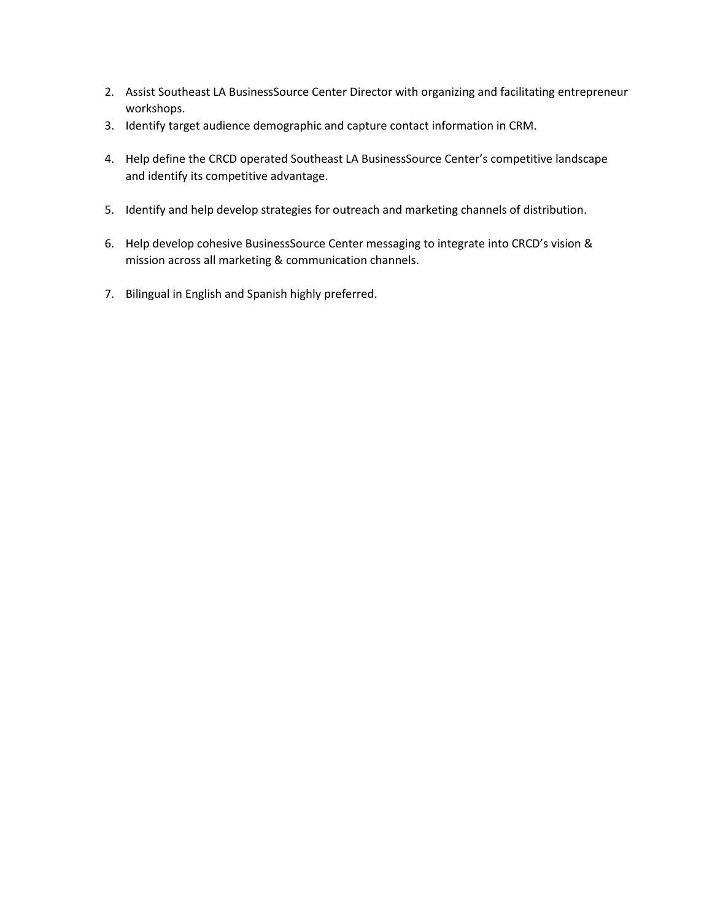2. Assist Southeast LA BusinessSource Center Director with organizing and facilitating entrepreneur workshops.
3. Identify target audience demographic and capture contact information in CRM.
4. Help define the CRCD operated Southeast LA BusinessSource Center's competitive landscape and identify its competitive advantage.
5. Identify and help develop strategies for outreach and marketing channels of distribution.
6. Help develop cohesive BusinessSource Center messaging to integrate into CRCD's vision & mission across all marketing & communication channels.
7. Bilingual in English and Spanish highly preferred.